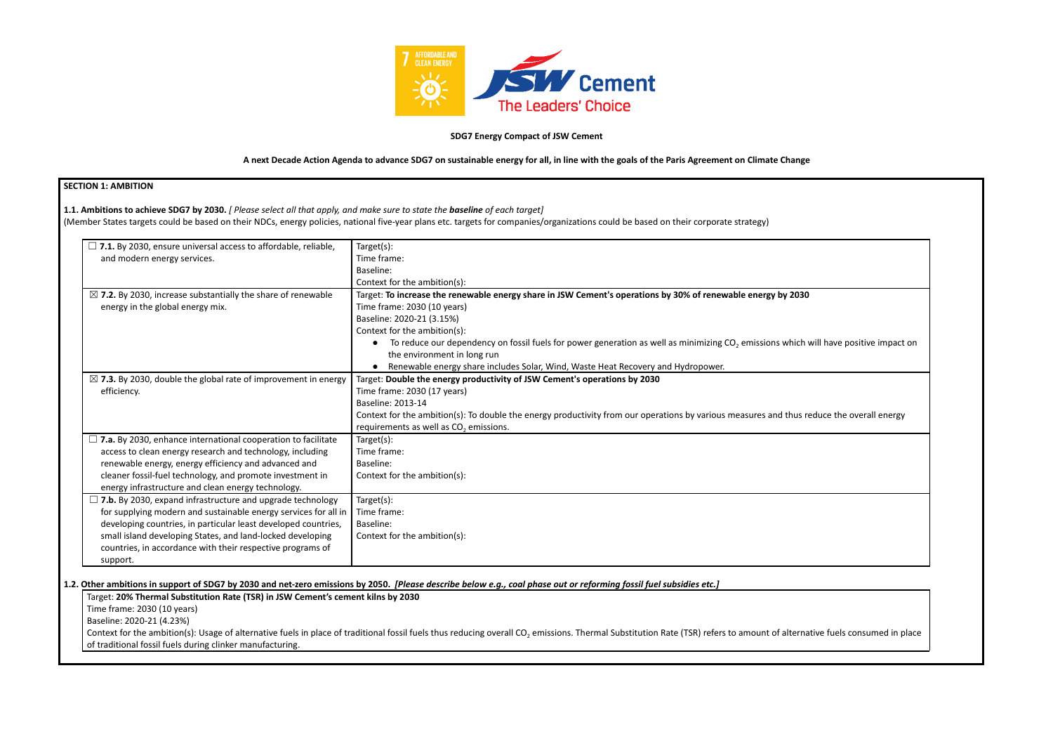**SDG7 Energy Compact of JSW Cement**

**A next Decade Action Agenda to advance SDG7 on sustainable energy for all, in line with the goals of the Paris Agreement on Climate Change**

## SECTION 1: AMBITION

**1.1. Ambitions to achieve SDG7 by 2030.** *[ Please select all that apply, and make sure to state the* ***baseline*** *of each target]*
(Member States targets could be based on their NDCs, energy policies, national five-year plans etc. targets for companies/organizations could be based on their corporate strategy)

| | |
|---|---|
| ☐ **7.1.** By 2030, ensure universal access to affordable, reliable, and modern energy services. | Target(s):<br>Time frame:<br>Baseline:<br>Context for the ambition(s): |
| ☒ **7.2.** By 2030, increase substantially the share of renewable energy in the global energy mix. | Target: **To increase the renewable energy share in JSW Cement's operations by 30% of renewable energy by 2030**<br>Time frame: 2030 (10 years)<br>Baseline: 2020-21 (3.15%)<br>Context for the ambition(s):<br>• To reduce our dependency on fossil fuels for power generation as well as minimizing $CO_2$ emissions which will have positive impact on the environment in long run<br>• Renewable energy share includes Solar, Wind, Waste Heat Recovery and Hydropower. |
| ☒ **7.3.** By 2030, double the global rate of improvement in energy efficiency. | Target: **Double the energy productivity of JSW Cement's operations by 2030**<br>Time frame: 2030 (17 years)<br>Baseline: 2013-14<br>Context for the ambition(s): To double the energy productivity from our operations by various measures and thus reduce the overall energy requirements as well as $CO_2$ emissions. |
| ☐ **7.a.** By 2030, enhance international cooperation to facilitate access to clean energy research and technology, including renewable energy, energy efficiency and advanced and cleaner fossil-fuel technology, and promote investment in energy infrastructure and clean energy technology. | Target(s):<br>Time frame:<br>Baseline:<br>Context for the ambition(s): |
| ☐ **7.b.** By 2030, expand infrastructure and upgrade technology for supplying modern and sustainable energy services for all in developing countries, in particular least developed countries, small island developing States, and land-locked developing countries, in accordance with their respective programs of support. | Target(s):<br>Time frame:<br>Baseline:<br>Context for the ambition(s): |

**1.2. Other ambitions in support of SDG7 by 2030 and net-zero emissions by 2050.** ***[Please describe below e.g., coal phase out or reforming fossil fuel subsidies etc.]***

Target: **20% Thermal Substitution Rate (TSR) in JSW Cement's cement kilns by 2030**
Time frame: 2030 (10 years)
Baseline: 2020-21 (4.23%)
Context for the ambition(s): Usage of alternative fuels in place of traditional fossil fuels thus reducing overall $CO_2$ emissions. Thermal Substitution Rate (TSR) refers to amount of alternative fuels consumed in place of traditional fossil fuels during clinker manufacturing.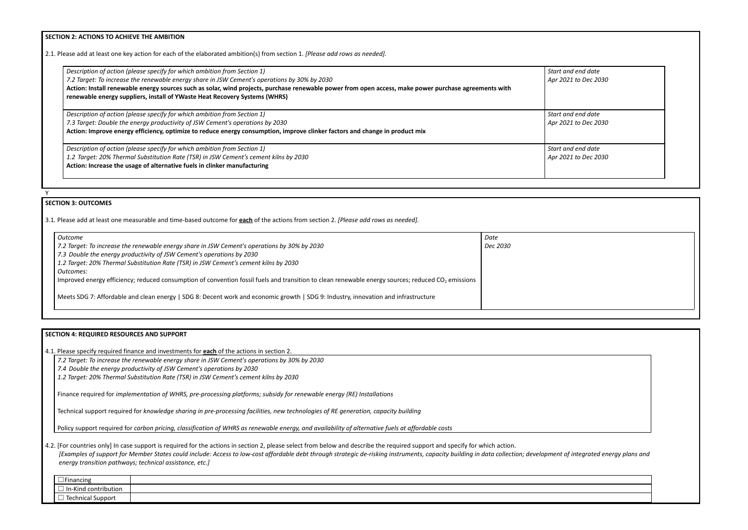## SECTION 2: ACTIONS TO ACHIEVE THE AMBITION

2.1. Please add at least one key action for each of the elaborated ambition(s) from section 1. *[Please add rows as needed].*

| Description of action (please specify for which ambition from Section 1) | Start and end date |
|---|---|
| *Description of action (please specify for which ambition from Section 1)*<br>*7.2 Target: To increase the renewable energy share in JSW Cement's operations by 30% by 2030*<br>**Action: Install renewable energy sources such as solar, wind projects, purchase renewable power from open access, make power purchase agreements with renewable energy suppliers, install of YWaste Heat Recovery Systems (WHRS)** | *Start and end date*<br>*Apr 2021 to Dec 2030* |
| *Description of action (please specify for which ambition from Section 1)*<br>*7.3 Target: Double the energy productivity of JSW Cement's operations by 2030*<br>**Action: Improve energy efficiency, optimize to reduce energy consumption, improve clinker factors and change in product mix** | *Start and end date*<br>*Apr 2021 to Dec 2030* |
| *Description of action (please specify for which ambition from Section 1)*<br>*1.2 Target: 20% Thermal Substitution Rate (TSR) in JSW Cement's cement kilns by 2030*<br>**Action: Increase the usage of alternative fuels in clinker manufacturing** | *Start and end date*<br>*Apr 2021 to Dec 2030* |

Y

## SECTION 3: OUTCOMES

3.1. Please add at least one measurable and time-based outcome for **each** of the actions from section 2. *[Please add rows as needed].*

| Outcome | Date |
|---|---|
| *7.2 Target: To increase the renewable energy share in JSW Cement's operations by 30% by 2030*<br>*7.3 Double the energy productivity of JSW Cement's operations by 2030*<br>*1.2 Target: 20% Thermal Substitution Rate (TSR) in JSW Cement's cement kilns by 2030*<br>*Outcomes:*<br>Improved energy efficiency; reduced consumption of convention fossil fuels and transition to clean renewable energy sources; reduced $CO_2$ emissions<br><br>Meets SDG 7: Affordable and clean energy \| SDG 8: Decent work and economic growth \| SDG 9: Industry, innovation and infrastructure | *Dec 2030* |

## SECTION 4: REQUIRED RESOURCES AND SUPPORT

4.1. Please specify required finance and investments for **each** of the actions in section 2.

*7.2 Target: To increase the renewable energy share in JSW Cement's operations by 30% by 2030*
*7.4 Double the energy productivity of JSW Cement's operations by 2030*
*1.2 Target: 20% Thermal Substitution Rate (TSR) in JSW Cement's cement kilns by 2030*

Finance required for *implementation of WHRS, pre-processing platforms; subsidy for renewable energy (RE) Installations*

Technical support required for *knowledge sharing in pre-processing facilities, new technologies of RE generation, capacity building*

Policy support required for *carbon pricing, classification of WHRS as renewable energy, and availability of alternative fuels at affordable costs*

4.2. [For countries only] In case support is required for the actions in section 2, please select from below and describe the required support and specify for which action.
*[Examples of support for Member States could include: Access to low-cost affordable debt through strategic de-risking instruments, capacity building in data collection; development of integrated energy plans and energy transition pathways; technical assistance, etc.]*

| | |
|---|---|
| ☐ Financing | |
| ☐ In-Kind contribution | |
| ☐ Technical Support | |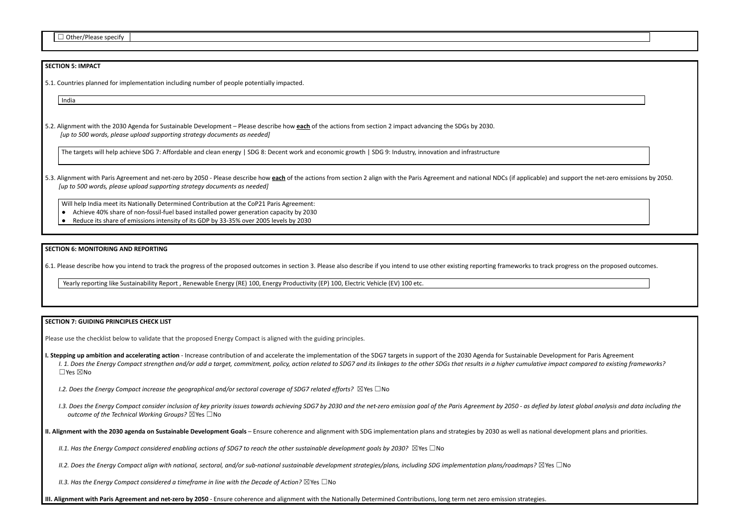☐ Other/Please specify

## SECTION 5: IMPACT

5.1. Countries planned for implementation including number of people potentially impacted.

India

5.2. Alignment with the 2030 Agenda for Sustainable Development – Please describe how **each** of the actions from section 2 impact advancing the SDGs by 2030.
*[up to 500 words, please upload supporting strategy documents as needed]*

The targets will help achieve SDG 7: Affordable and clean energy | SDG 8: Decent work and economic growth | SDG 9: Industry, innovation and infrastructure

5.3. Alignment with Paris Agreement and net-zero by 2050 - Please describe how **each** of the actions from section 2 align with the Paris Agreement and national NDCs (if applicable) and support the net-zero emissions by 2050.
*[up to 500 words, please upload supporting strategy documents as needed]*

Will help India meet its Nationally Determined Contribution at the CoP21 Paris Agreement:

- Achieve 40% share of non-fossil-fuel based installed power generation capacity by 2030
- Reduce its share of emissions intensity of its GDP by 33-35% over 2005 levels by 2030

## SECTION 6: MONITORING AND REPORTING

6.1. Please describe how you intend to track the progress of the proposed outcomes in section 3. Please also describe if you intend to use other existing reporting frameworks to track progress on the proposed outcomes.

Yearly reporting like Sustainability Report , Renewable Energy (RE) 100, Energy Productivity (EP) 100, Electric Vehicle (EV) 100 etc.

## SECTION 7: GUIDING PRINCIPLES CHECK LIST

Please use the checklist below to validate that the proposed Energy Compact is aligned with the guiding principles.

**I. Stepping up ambition and accelerating action** - Increase contribution of and accelerate the implementation of the SDG7 targets in support of the 2030 Agenda for Sustainable Development for Paris Agreement

*I. 1. Does the Energy Compact strengthen and/or add a target, commitment, policy, action related to SDG7 and its linkages to the other SDGs that results in a higher cumulative impact compared to existing frameworks?* ☐Yes ☒No

*I.2. Does the Energy Compact increase the geographical and/or sectoral coverage of SDG7 related efforts?* ☒Yes ☐No

*I.3. Does the Energy Compact consider inclusion of key priority issues towards achieving SDG7 by 2030 and the net-zero emission goal of the Paris Agreement by 2050 - as defied by latest global analysis and data including the outcome of the Technical Working Groups?* ☒Yes ☐No

**II. Alignment with the 2030 agenda on Sustainable Development Goals** – Ensure coherence and alignment with SDG implementation plans and strategies by 2030 as well as national development plans and priorities.

*II.1. Has the Energy Compact considered enabling actions of SDG7 to reach the other sustainable development goals by 2030?* ☒Yes ☐No

*II.2. Does the Energy Compact align with national, sectoral, and/or sub-national sustainable development strategies/plans, including SDG implementation plans/roadmaps?* ☒Yes ☐No

*II.3. Has the Energy Compact considered a timeframe in line with the Decade of Action?* ☒Yes ☐No

**III. Alignment with Paris Agreement and net-zero by 2050** - Ensure coherence and alignment with the Nationally Determined Contributions, long term net zero emission strategies.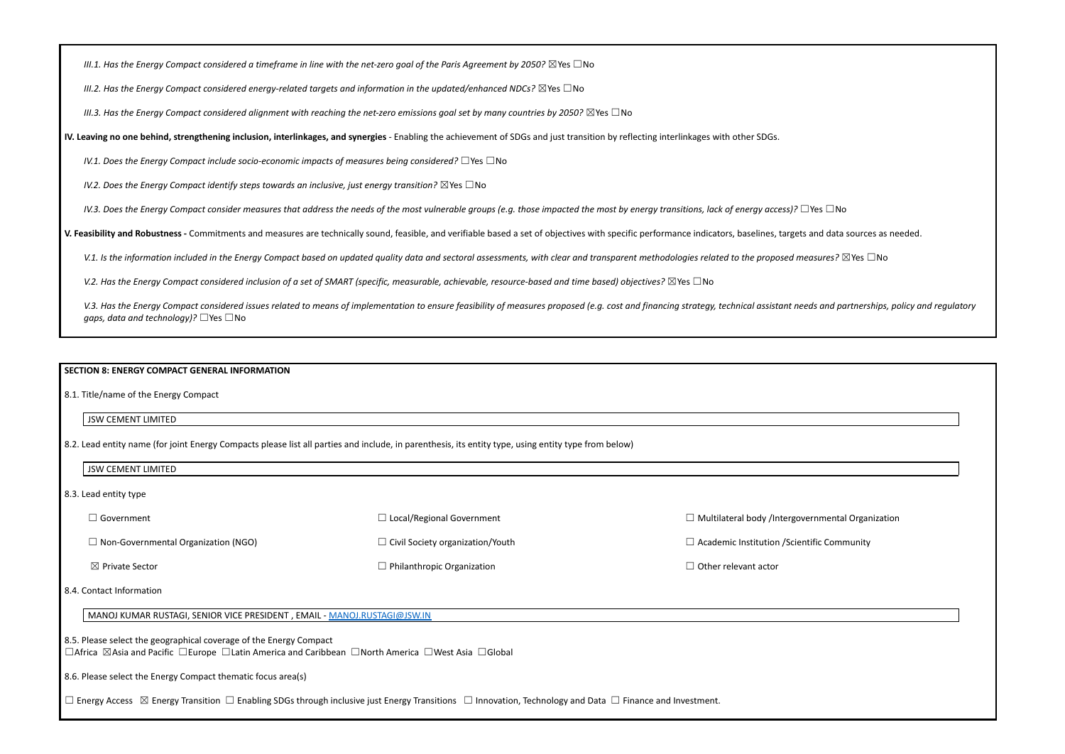*III.1. Has the Energy Compact considered a timeframe in line with the net-zero goal of the Paris Agreement by 2050?* ☒Yes ☐No

*III.2. Has the Energy Compact considered energy-related targets and information in the updated/enhanced NDCs?* ☒Yes ☐No

*III.3. Has the Energy Compact considered alignment with reaching the net-zero emissions goal set by many countries by 2050?* ☒Yes ☐No

**IV. Leaving no one behind, strengthening inclusion, interlinkages, and synergies** - Enabling the achievement of SDGs and just transition by reflecting interlinkages with other SDGs.

*IV.1. Does the Energy Compact include socio-economic impacts of measures being considered?* ☐Yes ☐No

*IV.2. Does the Energy Compact identify steps towards an inclusive, just energy transition?* ☒Yes ☐No

*IV.3. Does the Energy Compact consider measures that address the needs of the most vulnerable groups (e.g. those impacted the most by energy transitions, lack of energy access)?* ☐Yes ☐No

**V. Feasibility and Robustness -** Commitments and measures are technically sound, feasible, and verifiable based a set of objectives with specific performance indicators, baselines, targets and data sources as needed.

*V.1. Is the information included in the Energy Compact based on updated quality data and sectoral assessments, with clear and transparent methodologies related to the proposed measures?* ☒Yes ☐No

*V.2. Has the Energy Compact considered inclusion of a set of SMART (specific, measurable, achievable, resource-based and time based) objectives?* ☒Yes ☐No

*V.3. Has the Energy Compact considered issues related to means of implementation to ensure feasibility of measures proposed (e.g. cost and financing strategy, technical assistant needs and partnerships, policy and regulatory gaps, data and technology)?* ☐Yes ☐No

## SECTION 8: ENERGY COMPACT GENERAL INFORMATION

8.1. Title/name of the Energy Compact

JSW CEMENT LIMITED

8.2. Lead entity name (for joint Energy Compacts please list all parties and include, in parenthesis, its entity type, using entity type from below)

JSW CEMENT LIMITED

8.3. Lead entity type

☐ Government ☐ Local/Regional Government ☐ Multilateral body /Intergovernmental Organization

☐ Non-Governmental Organization (NGO) ☐ Civil Society organization/Youth ☐ Academic Institution /Scientific Community

☒ Private Sector ☐ Philanthropic Organization ☐ Other relevant actor

8.4. Contact Information

MANOJ KUMAR RUSTAGI, SENIOR VICE PRESIDENT , EMAIL - MANOJ.RUSTAGI@JSW.IN

8.5. Please select the geographical coverage of the Energy Compact
☐Africa ☒Asia and Pacific ☐Europe ☐Latin America and Caribbean ☐North America ☐West Asia ☐Global

8.6. Please select the Energy Compact thematic focus area(s)

☐ Energy Access ☒ Energy Transition ☐ Enabling SDGs through inclusive just Energy Transitions ☐ Innovation, Technology and Data ☐ Finance and Investment.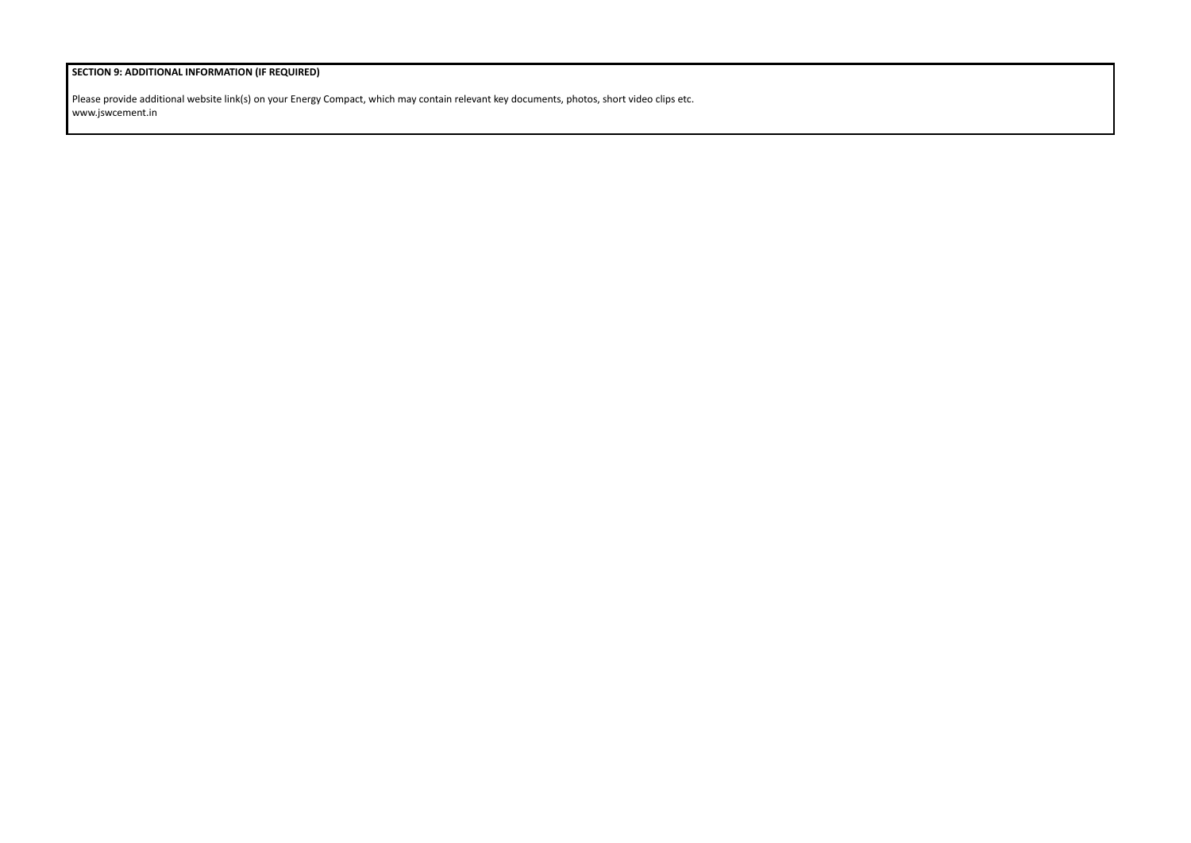**SECTION 9: ADDITIONAL INFORMATION (IF REQUIRED)**

Please provide additional website link(s) on your Energy Compact, which may contain relevant key documents, photos, short video clips etc.
www.jswcement.in